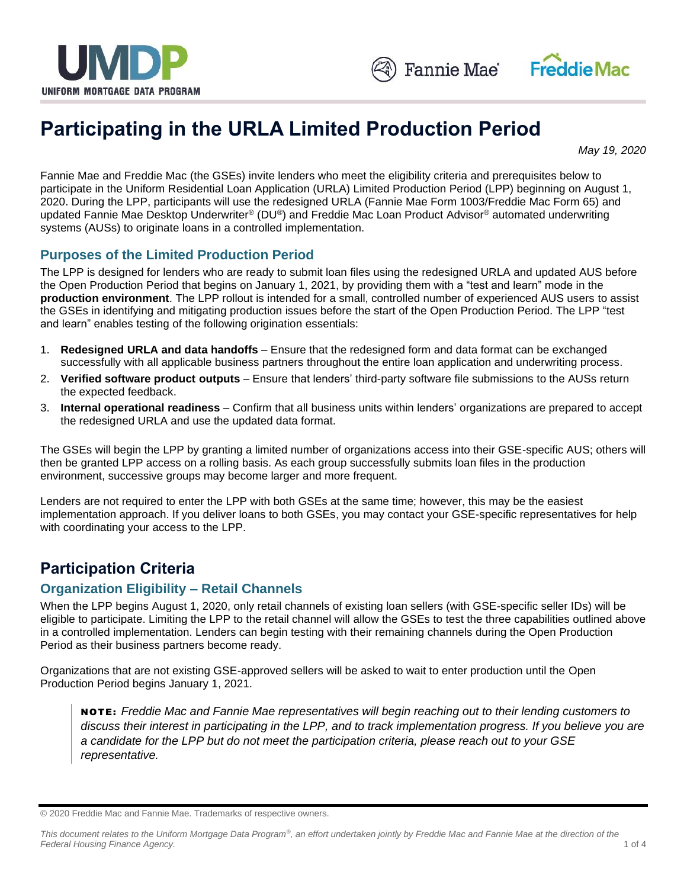# Participating in the URLA Limited Production Period

*May 19, 2020*

Fannie Mae and Freddie Mac (the GSEs) invite lenders who meet the eligibility criteria and prerequisites below to participate in the Uniform Residential Loan Application (URLA) Limited Production Period (LPP) beginning on August 1, 2020. During the LPP, participants will use the redesigned URLA (Fannie Mae Form 1003/Freddie Mac Form 65) and updated Fannie Mae Desktop Underwriter® (DU®) and Freddie Mac Loan Product Advisor® automated underwriting systems (AUSs) to originate loans in a controlled implementation.

### Purposes of the Limited Production Period

The LPP is designed for lenders who are ready to submit loan files using the redesigned URLA and updated AUS before the Open Production Period that begins on January 1, 2021, by providing them with a "test and learn" mode in the **production environment**. The LPP rollout is intended for a small, controlled number of experienced AUS users to assist the GSEs in identifying and mitigating production issues before the start of the Open Production Period. The LPP "test and learn" enables testing of the following origination essentials:

1. **Redesigned URLA and data handoffs** – Ensure that the redesigned form and data format can be exchanged successfully with all applicable business partners throughout the entire loan application and underwriting process.
2. **Verified software product outputs** – Ensure that lenders' third-party software file submissions to the AUSs return the expected feedback.
3. **Internal operational readiness** – Confirm that all business units within lenders' organizations are prepared to accept the redesigned URLA and use the updated data format.

The GSEs will begin the LPP by granting a limited number of organizations access into their GSE-specific AUS; others will then be granted LPP access on a rolling basis. As each group successfully submits loan files in the production environment, successive groups may become larger and more frequent.

Lenders are not required to enter the LPP with both GSEs at the same time; however, this may be the easiest implementation approach. If you deliver loans to both GSEs, you may contact your GSE-specific representatives for help with coordinating your access to the LPP.

## Participation Criteria

### Organization Eligibility – Retail Channels

When the LPP begins August 1, 2020, only retail channels of existing loan sellers (with GSE-specific seller IDs) will be eligible to participate. Limiting the LPP to the retail channel will allow the GSEs to test the three capabilities outlined above in a controlled implementation. Lenders can begin testing with their remaining channels during the Open Production Period as their business partners become ready.

Organizations that are not existing GSE-approved sellers will be asked to wait to enter production until the Open Production Period begins January 1, 2021.

> **NOTE:** *Freddie Mac and Fannie Mae representatives will begin reaching out to their lending customers to discuss their interest in participating in the LPP, and to track implementation progress. If you believe you are a candidate for the LPP but do not meet the participation criteria, please reach out to your GSE representative.*

© 2020 Freddie Mac and Fannie Mae. Trademarks of respective owners.

*This document relates to the Uniform Mortgage Data Program®, an effort undertaken jointly by Freddie Mac and Fannie Mae at the direction of the Federal Housing Finance Agency.*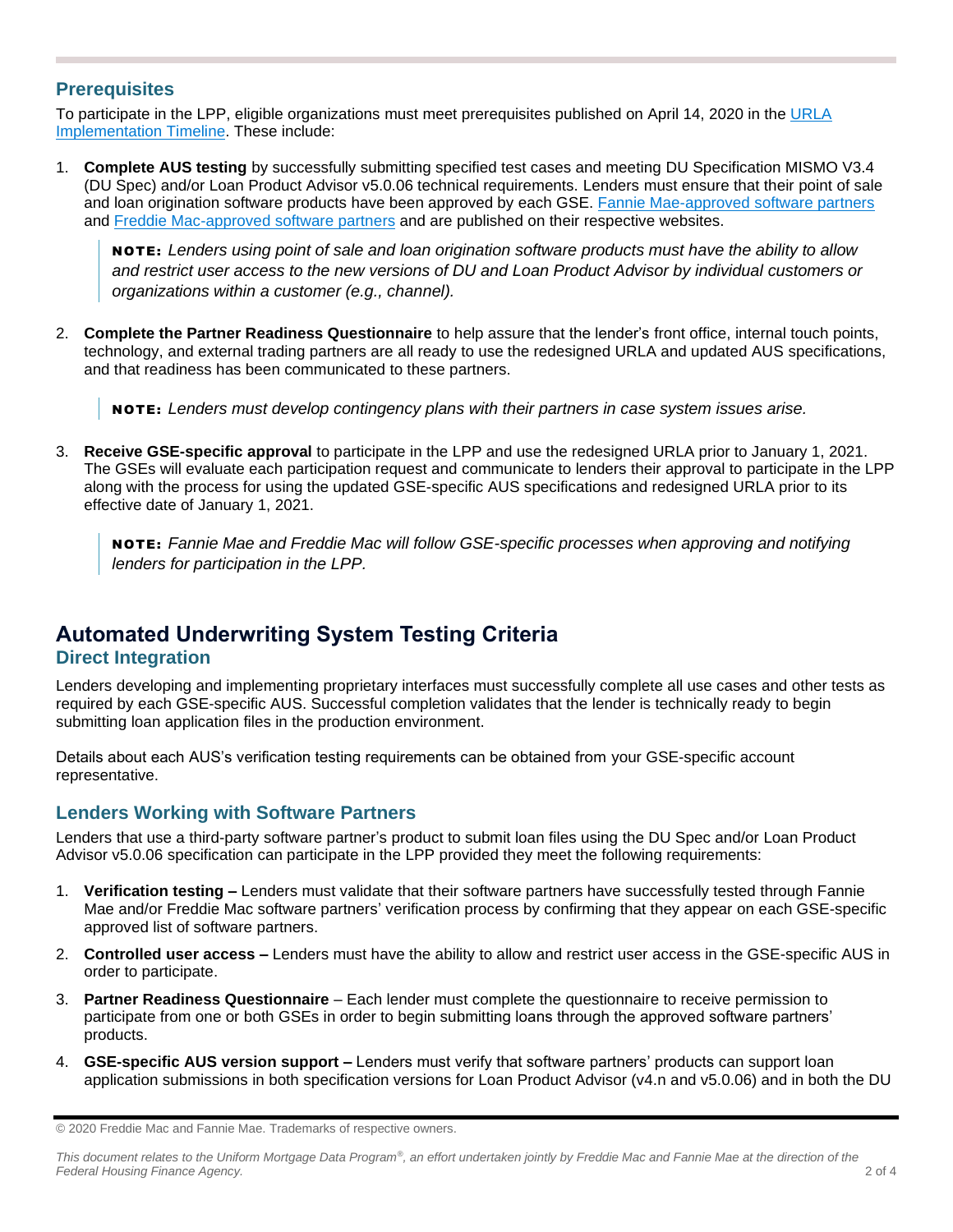## Prerequisites

To participate in the LPP, eligible organizations must meet prerequisites published on April 14, 2020 in the [URLA Implementation Timeline](). These include:

1. **Complete AUS testing** by successfully submitting specified test cases and meeting DU Specification MISMO V3.4 (DU Spec) and/or Loan Product Advisor v5.0.06 technical requirements. Lenders must ensure that their point of sale and loan origination software products have been approved by each GSE. [Fannie Mae-approved software partners]() and [Freddie Mac-approved software partners]() and are published on their respective websites.

   > **NOTE:** *Lenders using point of sale and loan origination software products must have the ability to allow and restrict user access to the new versions of DU and Loan Product Advisor by individual customers or organizations within a customer (e.g., channel).*

2. **Complete the Partner Readiness Questionnaire** to help assure that the lender's front office, internal touch points, technology, and external trading partners are all ready to use the redesigned URLA and updated AUS specifications, and that readiness has been communicated to these partners.

   > **NOTE:** *Lenders must develop contingency plans with their partners in case system issues arise.*

3. **Receive GSE-specific approval** to participate in the LPP and use the redesigned URLA prior to January 1, 2021. The GSEs will evaluate each participation request and communicate to lenders their approval to participate in the LPP along with the process for using the updated GSE-specific AUS specifications and redesigned URLA prior to its effective date of January 1, 2021.

   > **NOTE:** *Fannie Mae and Freddie Mac will follow GSE-specific processes when approving and notifying lenders for participation in the LPP.*

# Automated Underwriting System Testing Criteria

## Direct Integration

Lenders developing and implementing proprietary interfaces must successfully complete all use cases and other tests as required by each GSE-specific AUS. Successful completion validates that the lender is technically ready to begin submitting loan application files in the production environment.

Details about each AUS's verification testing requirements can be obtained from your GSE-specific account representative.

## Lenders Working with Software Partners

Lenders that use a third-party software partner's product to submit loan files using the DU Spec and/or Loan Product Advisor v5.0.06 specification can participate in the LPP provided they meet the following requirements:

1. **Verification testing –** Lenders must validate that their software partners have successfully tested through Fannie Mae and/or Freddie Mac software partners' verification process by confirming that they appear on each GSE-specific approved list of software partners.
2. **Controlled user access –** Lenders must have the ability to allow and restrict user access in the GSE-specific AUS in order to participate.
3. **Partner Readiness Questionnaire** – Each lender must complete the questionnaire to receive permission to participate from one or both GSEs in order to begin submitting loans through the approved software partners' products.
4. **GSE-specific AUS version support –** Lenders must verify that software partners' products can support loan application submissions in both specification versions for Loan Product Advisor (v4.n and v5.0.06) and in both the DU

© 2020 Freddie Mac and Fannie Mae. Trademarks of respective owners.

*This document relates to the Uniform Mortgage Data Program®, an effort undertaken jointly by Freddie Mac and Fannie Mae at the direction of the Federal Housing Finance Agency.*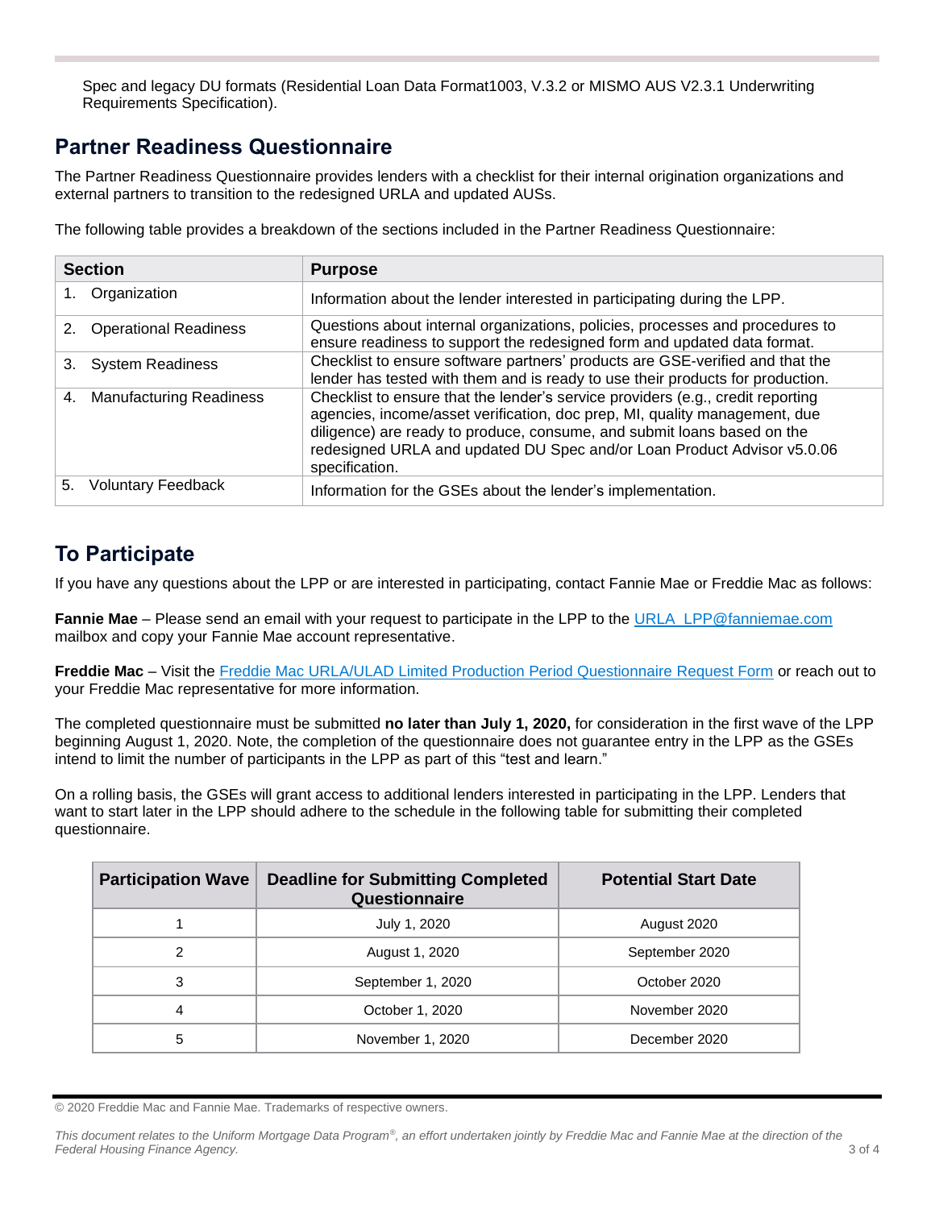Spec and legacy DU formats (Residential Loan Data Format1003, V.3.2 or MISMO AUS V2.3.1 Underwriting Requirements Specification).

## Partner Readiness Questionnaire

The Partner Readiness Questionnaire provides lenders with a checklist for their internal origination organizations and external partners to transition to the redesigned URLA and updated AUSs.

The following table provides a breakdown of the sections included in the Partner Readiness Questionnaire:

| Section | Purpose |
|---|---|
| 1. Organization | Information about the lender interested in participating during the LPP. |
| 2. Operational Readiness | Questions about internal organizations, policies, processes and procedures to ensure readiness to support the redesigned form and updated data format. |
| 3. System Readiness | Checklist to ensure software partners' products are GSE-verified and that the lender has tested with them and is ready to use their products for production. |
| 4. Manufacturing Readiness | Checklist to ensure that the lender's service providers (e.g., credit reporting agencies, income/asset verification, doc prep, MI, quality management, due diligence) are ready to produce, consume, and submit loans based on the redesigned URLA and updated DU Spec and/or Loan Product Advisor v5.0.06 specification. |
| 5. Voluntary Feedback | Information for the GSEs about the lender's implementation. |

## To Participate

If you have any questions about the LPP or are interested in participating, contact Fannie Mae or Freddie Mac as follows:

**Fannie Mae** – Please send an email with your request to participate in the LPP to the URLA_LPP@fanniemae.com mailbox and copy your Fannie Mae account representative.

**Freddie Mac** – Visit the Freddie Mac URLA/ULAD Limited Production Period Questionnaire Request Form or reach out to your Freddie Mac representative for more information.

The completed questionnaire must be submitted **no later than July 1, 2020,** for consideration in the first wave of the LPP beginning August 1, 2020. Note, the completion of the questionnaire does not guarantee entry in the LPP as the GSEs intend to limit the number of participants in the LPP as part of this "test and learn."

On a rolling basis, the GSEs will grant access to additional lenders interested in participating in the LPP. Lenders that want to start later in the LPP should adhere to the schedule in the following table for submitting their completed questionnaire.

| Participation Wave | Deadline for Submitting Completed Questionnaire | Potential Start Date |
|---|---|---|
| 1 | July 1, 2020 | August 2020 |
| 2 | August 1, 2020 | September 2020 |
| 3 | September 1, 2020 | October 2020 |
| 4 | October 1, 2020 | November 2020 |
| 5 | November 1, 2020 | December 2020 |

© 2020 Freddie Mac and Fannie Mae. Trademarks of respective owners.

*This document relates to the Uniform Mortgage Data Program®, an effort undertaken jointly by Freddie Mac and Fannie Mae at the direction of the Federal Housing Finance Agency.*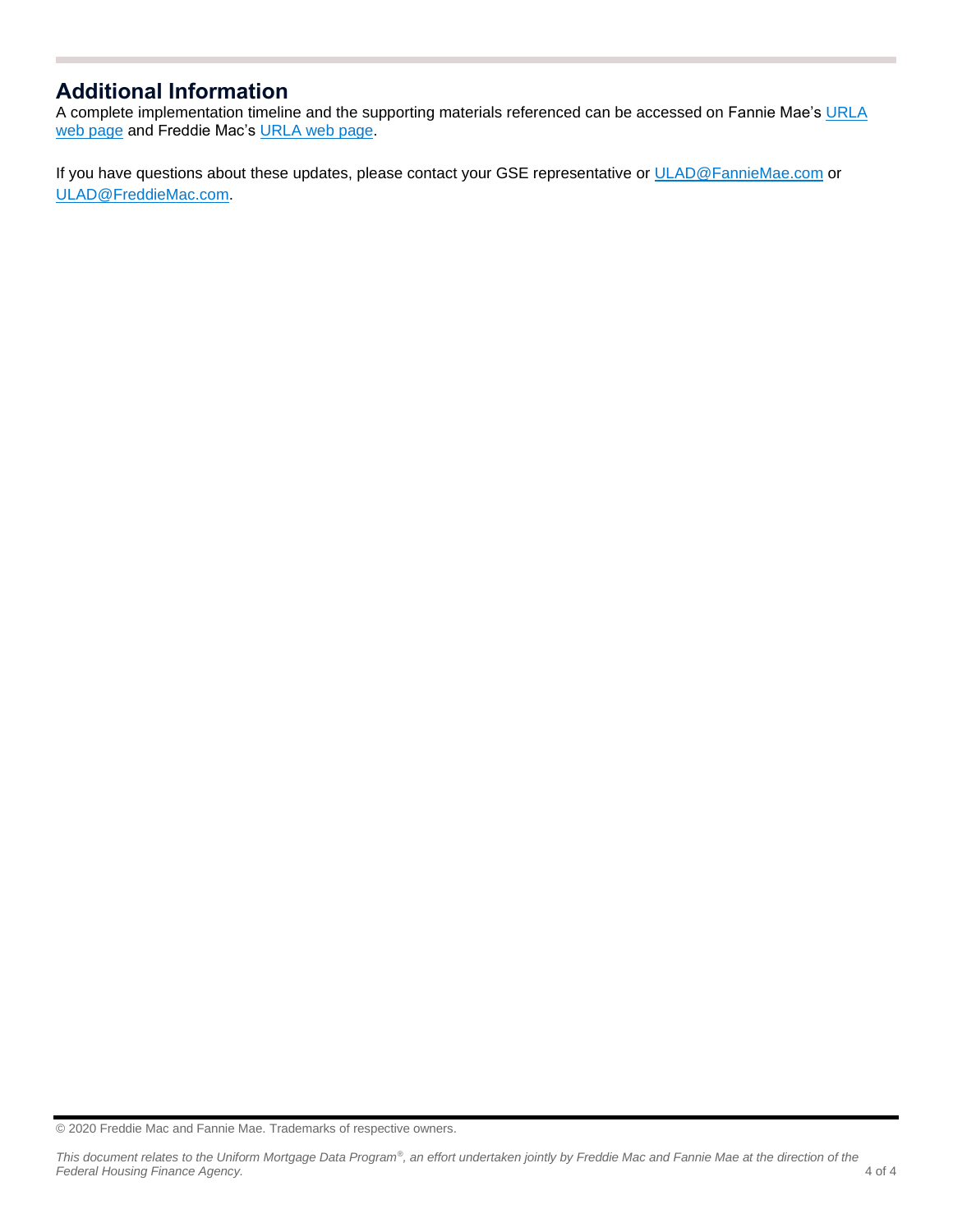## Additional Information

A complete implementation timeline and the supporting materials referenced can be accessed on Fannie Mae's URLA web page and Freddie Mac's URLA web page.

If you have questions about these updates, please contact your GSE representative or ULAD@FannieMae.com or ULAD@FreddieMac.com.

© 2020 Freddie Mac and Fannie Mae. Trademarks of respective owners.

*This document relates to the Uniform Mortgage Data Program®, an effort undertaken jointly by Freddie Mac and Fannie Mae at the direction of the Federal Housing Finance Agency.*